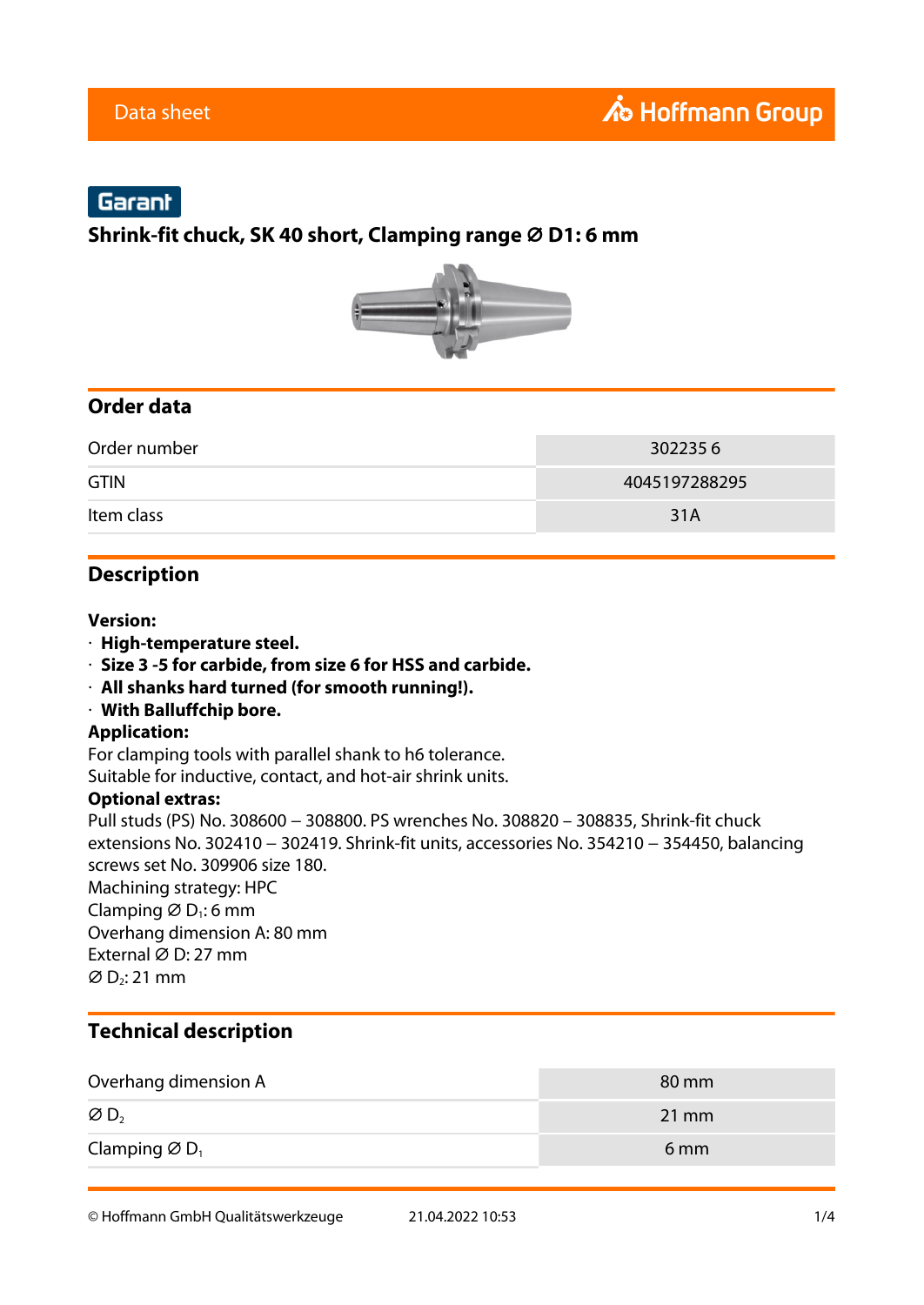Data sheet

Garant

# Shrink-fit chuck, SK 40 short, Clamping range ∅ D1: 6 mm

## Order data

| Order number | 302235 6 |
|---|---|
| GTIN | 4045197288295 |
| Item class | 31A |

## Description

**Version:**

- **High-temperature steel.**
- **Size 3 -5 for carbide, from size 6 for HSS and carbide.**
- **All shanks hard turned (for smooth running!).**
- **With Balluffchip bore.**

**Application:**

For clamping tools with parallel shank to h6 tolerance.
Suitable for inductive, contact, and hot-air shrink units.

**Optional extras:**

Pull studs (PS) No. 308600 – 308800. PS wrenches No. 308820 – 308835, Shrink-fit chuck extensions No. 302410 – 302419. Shrink-fit units, accessories No. 354210 – 354450, balancing screws set No. 309906 size 180.
Machining strategy: HPC
Clamping ∅ $D_1$: 6 mm
Overhang dimension A: 80 mm
External ∅ D: 27 mm
∅ $D_2$: 21 mm

## Technical description

| Overhang dimension A | 80 mm |
|---|---|
| ∅ $D_2$ | 21 mm |
| Clamping ∅ $D_1$ | 6 mm |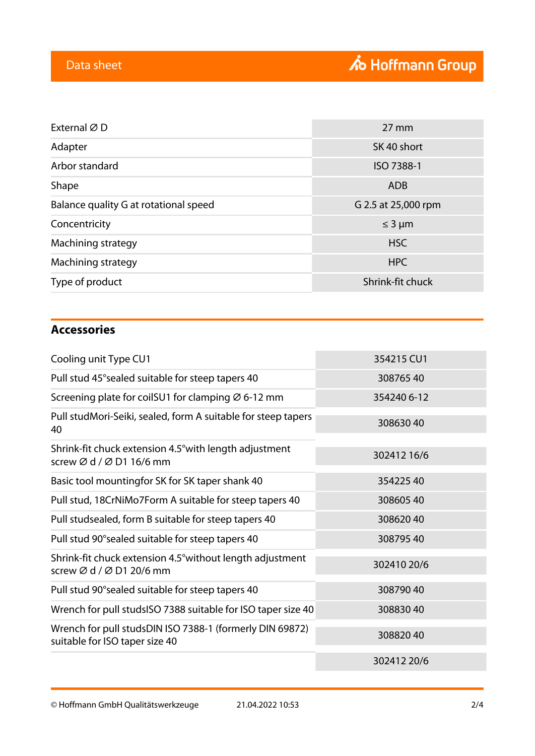| | |
|---|---|
| External Ø D | 27 mm |
| Adapter | SK 40 short |
| Arbor standard | ISO 7388-1 |
| Shape | ADB |
| Balance quality G at rotational speed | G 2.5 at 25,000 rpm |
| Concentricity | ≤ 3 µm |
| Machining strategy | HSC |
| Machining strategy | HPC |
| Type of product | Shrink-fit chuck |

## Accessories

| | |
|---|---|
| Cooling unit Type CU1 | 354215 CU1 |
| Pull stud 45°sealed suitable for steep tapers 40 | 308765 40 |
| Screening plate for coilSU1 for clamping Ø 6-12 mm | 354240 6-12 |
| Pull studMori-Seiki, sealed, form A suitable for steep tapers 40 | 308630 40 |
| Shrink-fit chuck extension 4.5°with length adjustment screw Ø d / Ø D1 16/6 mm | 302412 16/6 |
| Basic tool mountingfor SK for SK taper shank 40 | 354225 40 |
| Pull stud, 18CrNiMo7Form A suitable for steep tapers 40 | 308605 40 |
| Pull studsealed, form B suitable for steep tapers 40 | 308620 40 |
| Pull stud 90°sealed suitable for steep tapers 40 | 308795 40 |
| Shrink-fit chuck extension 4.5°without length adjustment screw Ø d / Ø D1 20/6 mm | 302410 20/6 |
| Pull stud 90°sealed suitable for steep tapers 40 | 308790 40 |
| Wrench for pull studsISO 7388 suitable for ISO taper size 40 | 308830 40 |
| Wrench for pull studsDIN ISO 7388-1 (formerly DIN 69872) suitable for ISO taper size 40 | 308820 40 |
| | 302412 20/6 |

© Hoffmann GmbH Qualitätswerkzeuge 21.04.2022 10:53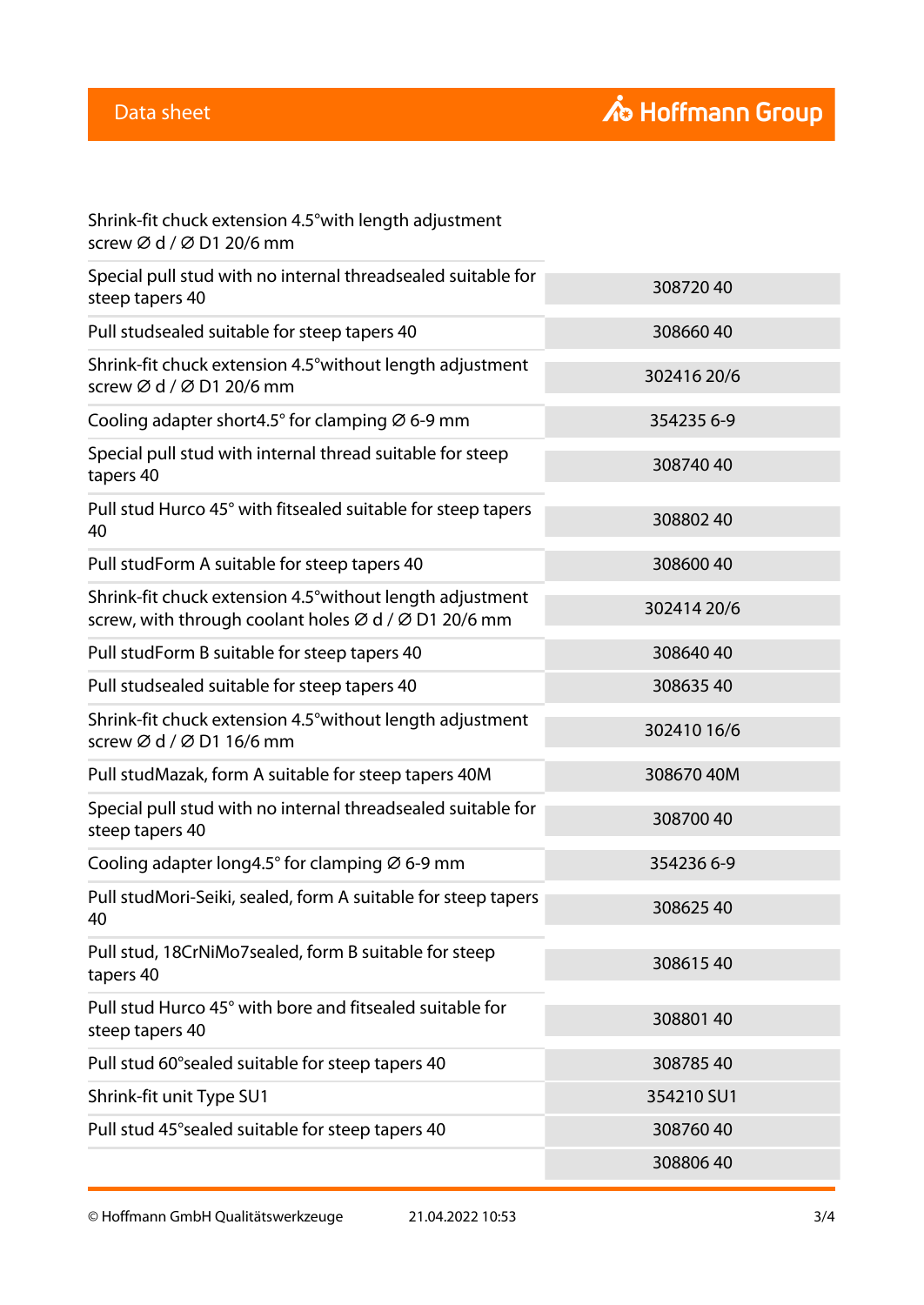| | |
|---|---|
| Shrink-fit chuck extension 4.5°with length adjustment screw Ø d / Ø D1 20/6 mm | |
| Special pull stud with no internal threadsealed suitable for steep tapers 40 | 308720 40 |
| Pull studsealed suitable for steep tapers 40 | 308660 40 |
| Shrink-fit chuck extension 4.5°without length adjustment screw Ø d / Ø D1 20/6 mm | 302416 20/6 |
| Cooling adapter short4.5° for clamping Ø 6-9 mm | 354235 6-9 |
| Special pull stud with internal thread suitable for steep tapers 40 | 308740 40 |
| Pull stud Hurco 45° with fitsealed suitable for steep tapers 40 | 308802 40 |
| Pull studForm A suitable for steep tapers 40 | 308600 40 |
| Shrink-fit chuck extension 4.5°without length adjustment screw, with through coolant holes Ø d / Ø D1 20/6 mm | 302414 20/6 |
| Pull studForm B suitable for steep tapers 40 | 308640 40 |
| Pull studsealed suitable for steep tapers 40 | 308635 40 |
| Shrink-fit chuck extension 4.5°without length adjustment screw Ø d / Ø D1 16/6 mm | 302410 16/6 |
| Pull studMazak, form A suitable for steep tapers 40M | 308670 40M |
| Special pull stud with no internal threadsealed suitable for steep tapers 40 | 308700 40 |
| Cooling adapter long4.5° for clamping Ø 6-9 mm | 354236 6-9 |
| Pull studMori-Seiki, sealed, form A suitable for steep tapers 40 | 308625 40 |
| Pull stud, 18CrNiMo7sealed, form B suitable for steep tapers 40 | 308615 40 |
| Pull stud Hurco 45° with bore and fitsealed suitable for steep tapers 40 | 308801 40 |
| Pull stud 60°sealed suitable for steep tapers 40 | 308785 40 |
| Shrink-fit unit Type SU1 | 354210 SU1 |
| Pull stud 45°sealed suitable for steep tapers 40 | 308760 40 |
| | 308806 40 |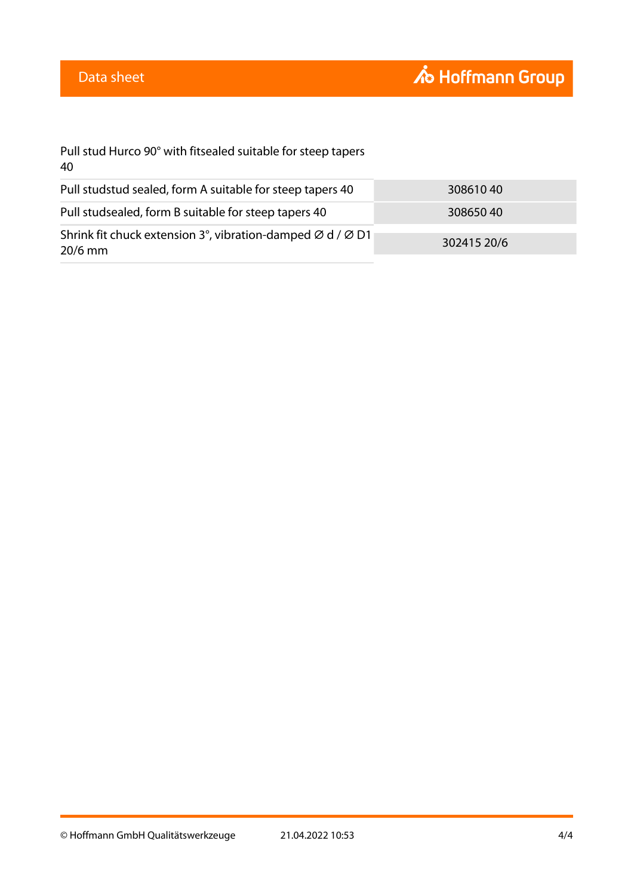Pull stud Hurco 90° with fitsealed suitable for steep tapers 40

| | |
|---|---|
| Pull studstud sealed, form A suitable for steep tapers 40 | 308610 40 |
| Pull studsealed, form B suitable for steep tapers 40 | 308650 40 |
| Shrink fit chuck extension 3°, vibration-damped ∅ d / ∅ D1 20/6 mm | 302415 20/6 |